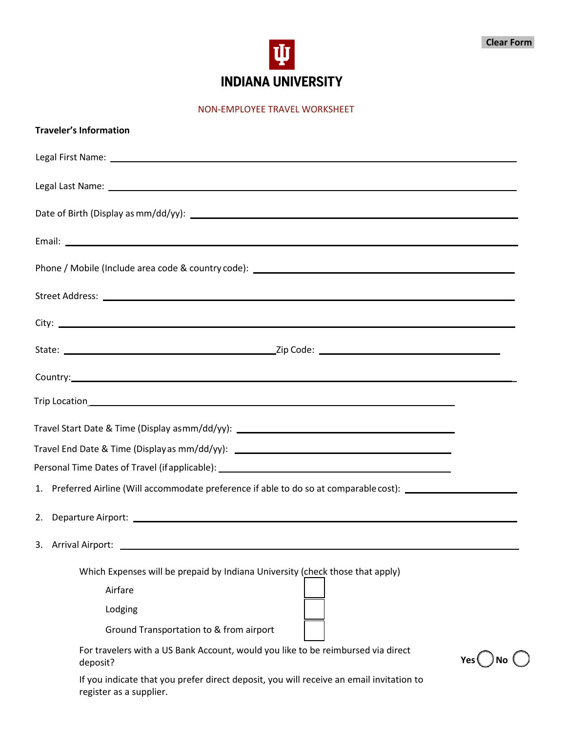# INDIANA UNIVERSITY

NON-EMPLOYEE TRAVEL WORKSHEET

**Traveler's Information**

Legal First Name: ______________________________

Legal Last Name: ______________________________

Date of Birth (Display as mm/dd/yy): ______________________________

Email: ______________________________

Phone / Mobile (Include area code & country code): ______________________________

Street Address: ______________________________

City: ______________________________

State: ______________________ Zip Code: ______________________

Country: ______________________________

Trip Location ______________________________

Travel Start Date & Time (Display as mm/dd/yy): ______________________________

Travel End Date & Time (Display as mm/dd/yy): ______________________________

Personal Time Dates of Travel (if applicable): ______________________________

1. Preferred Airline (Will accommodate preference if able to do so at comparable cost): ______________
2. Departure Airport: ______________________________
3. Arrival Airport: ______________________________

Which Expenses will be prepaid by Indiana University (check those that apply)

- [ ] Airfare
- [ ] Lodging
- [ ] Ground Transportation to & from airport

For travelers with a US Bank Account, would you like to be reimbursed via direct deposit? Yes ◯ No ◯

If you indicate that you prefer direct deposit, you will receive an email invitation to register as a supplier.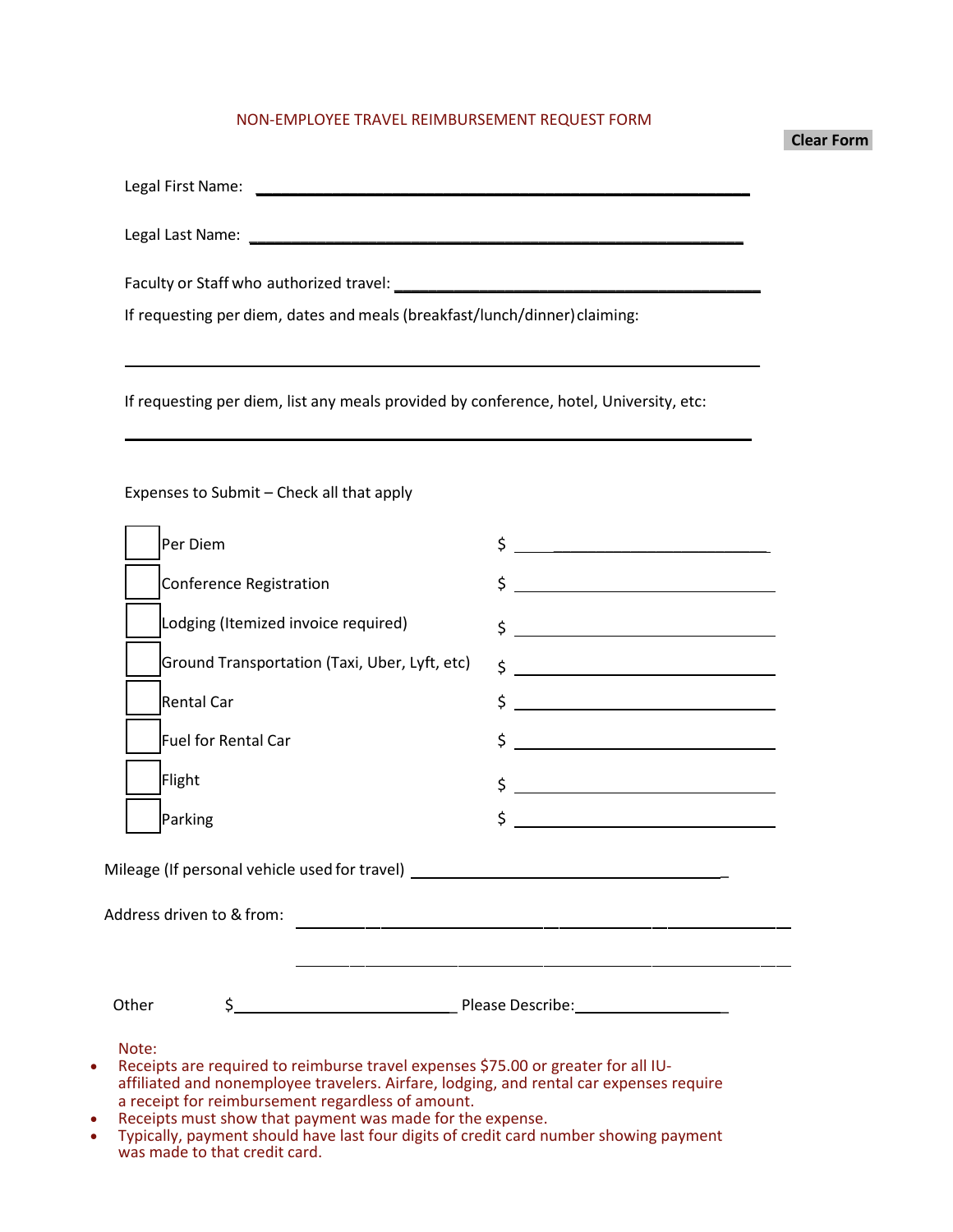# NON-EMPLOYEE TRAVEL REIMBURSEMENT REQUEST FORM

Clear Form

Legal First Name: ______________________________________________

Legal Last Name: ______________________________________________

Faculty or Staff who authorized travel: ___________________________________

If requesting per diem, dates and meals (breakfast/lunch/dinner) claiming:

______________________________________________________________

If requesting per diem, list any meals provided by conference, hotel, University, etc:

______________________________________________________________

Expenses to Submit – Check all that apply

| | | |
|---|---|---|
| ☐ | Per Diem | $ ____________________ |
| ☐ | Conference Registration | $ ____________________ |
| ☐ | Lodging (Itemized invoice required) | $ ____________________ |
| ☐ | Ground Transportation (Taxi, Uber, Lyft, etc) | $ ____________________ |
| ☐ | Rental Car | $ ____________________ |
| ☐ | Fuel for Rental Car | $ ____________________ |
| ☐ | Flight | $ ____________________ |
| ☐ | Parking | $ ____________________ |

Mileage (If personal vehicle used for travel) ______________________________

Address driven to & from: ____________________________________________

____________________________________________

Other $____________________ Please Describe:______________

Note:

- Receipts are required to reimburse travel expenses $75.00 or greater for all IU-affiliated and nonemployee travelers. Airfare, lodging, and rental car expenses require a receipt for reimbursement regardless of amount.
- Receipts must show that payment was made for the expense.
- Typically, payment should have last four digits of credit card number showing payment was made to that credit card.